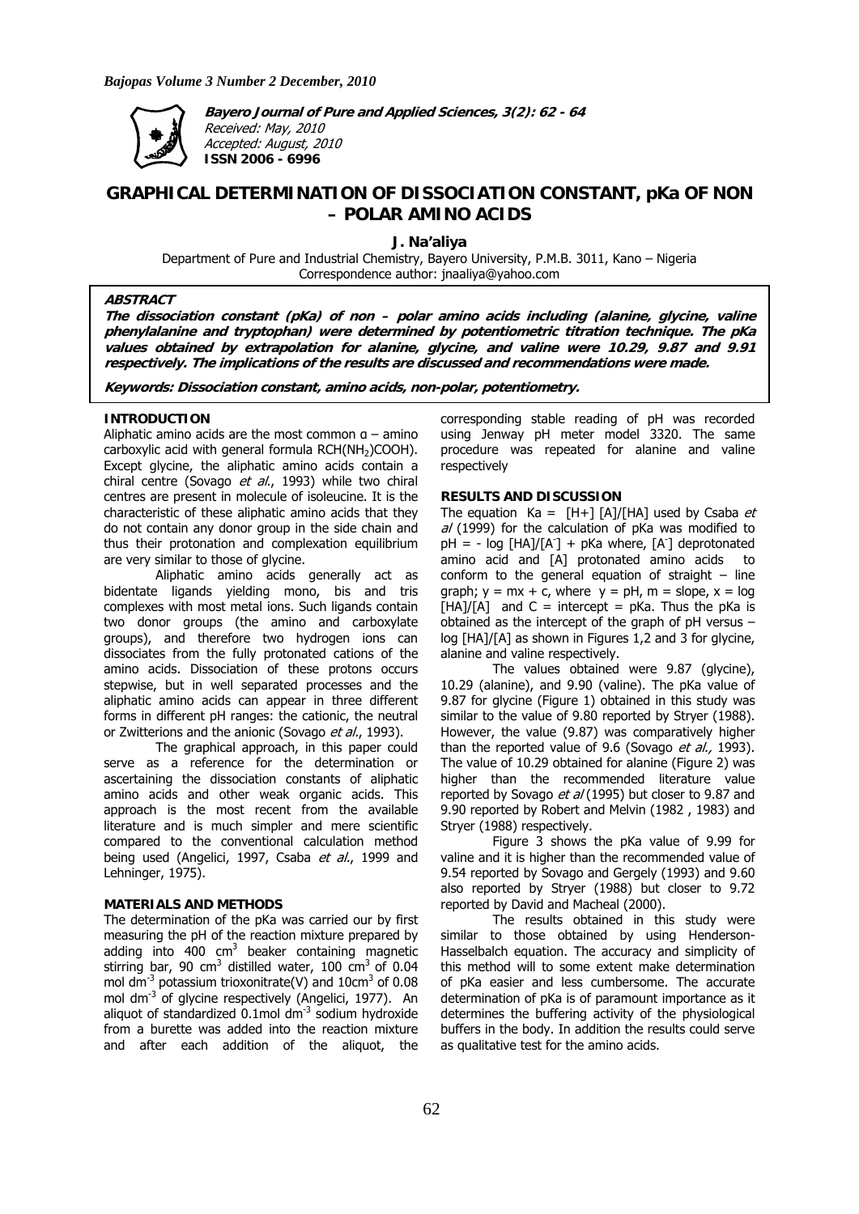**Bayero Journal of Pure and Applied Sciences, 3(2): 62 - 64**
*Received: May, 2010*
*Accepted: August, 2010*
**ISSN 2006 - 6996**

# GRAPHICAL DETERMINATION OF DISSOCIATION CONSTANT, pKa OF NON – POLAR AMINO ACIDS

**J. Na'aliya**

Department of Pure and Industrial Chemistry, Bayero University, P.M.B. 3011, Kano – Nigeria
Correspondence author: jnaaliya@yahoo.com

### ABSTRACT

**The dissociation constant (pKa) of non – polar amino acids including (alanine, glycine, valine phenylalanine and tryptophan) were determined by potentiometric titration technique. The pKa values obtained by extrapolation for alanine, glycine, and valine were 10.29, 9.87 and 9.91 respectively. The implications of the results are discussed and recommendations were made.**

**Keywords: Dissociation constant, amino acids, non-polar, potentiometry.**

## INTRODUCTION

Aliphatic amino acids are the most common α – amino carboxylic acid with general formula $RCH(NH_2)COOH$). Except glycine, the aliphatic amino acids contain a chiral centre (Sovago *et al*., 1993) while two chiral centres are present in molecule of isoleucine. It is the characteristic of these aliphatic amino acids that they do not contain any donor group in the side chain and thus their protonation and complexation equilibrium are very similar to those of glycine.

Aliphatic amino acids generally act as bidentate ligands yielding mono, bis and tris complexes with most metal ions. Such ligands contain two donor groups (the amino and carboxylate groups), and therefore two hydrogen ions can dissociates from the fully protonated cations of the amino acids. Dissociation of these protons occurs stepwise, but in well separated processes and the aliphatic amino acids can appear in three different forms in different pH ranges: the cationic, the neutral or Zwitterions and the anionic (Sovago *et al*., 1993).

The graphical approach, in this paper could serve as a reference for the determination or ascertaining the dissociation constants of aliphatic amino acids and other weak organic acids. This approach is the most recent from the available literature and is much simpler and mere scientific compared to the conventional calculation method being used (Angelici, 1997, Csaba *et al*., 1999 and Lehninger, 1975).

## MATERIALS AND METHODS

The determination of the pKa was carried our by first measuring the pH of the reaction mixture prepared by adding into 400 $cm^3$ beaker containing magnetic stirring bar, 90 $cm^3$ distilled water, 100 $cm^3$ of 0.04 mol $dm^{-3}$ potassium trioxonitrate(V) and 10$cm^3$ of 0.08 mol $dm^{-3}$ of glycine respectively (Angelici, 1977). An aliquot of standardized 0.1mol $dm^{-3}$ sodium hydroxide from a burette was added into the reaction mixture and after each addition of the aliquot, the corresponding stable reading of pH was recorded using Jenway pH meter model 3320. The same procedure was repeated for alanine and valine respectively

## RESULTS AND DISCUSSION

The equation $Ka = [H+] [A]/[HA]$ used by Csaba *et al* (1999) for the calculation of pKa was modified to $pH = - \log [HA]/[A^-] + pKa$ where, $[A^-]$ deprotonated amino acid and [A] protonated amino acids to conform to the general equation of straight – line graph; $y = mx + c$, where $y = pH$, $m$ = slope, $x = \log [HA]/[A]$ and $C$ = intercept = pKa. Thus the pKa is obtained as the intercept of the graph of pH versus – log [HA]/[A] as shown in Figures 1,2 and 3 for glycine, alanine and valine respectively.

The values obtained were 9.87 (glycine), 10.29 (alanine), and 9.90 (valine). The pKa value of 9.87 for glycine (Figure 1) obtained in this study was similar to the value of 9.80 reported by Stryer (1988). However, the value (9.87) was comparatively higher than the reported value of 9.6 (Sovago *et al.,* 1993). The value of 10.29 obtained for alanine (Figure 2) was higher than the recommended literature value reported by Sovago *et al* (1995) but closer to 9.87 and 9.90 reported by Robert and Melvin (1982 , 1983) and Stryer (1988) respectively.

Figure 3 shows the pKa value of 9.99 for valine and it is higher than the recommended value of 9.54 reported by Sovago and Gergely (1993) and 9.60 also reported by Stryer (1988) but closer to 9.72 reported by David and Macheal (2000).

The results obtained in this study were similar to those obtained by using Henderson-Hasselbalch equation. The accuracy and simplicity of this method will to some extent make determination of pKa easier and less cumbersome. The accurate determination of pKa is of paramount importance as it determines the buffering activity of the physiological buffers in the body. In addition the results could serve as qualitative test for the amino acids.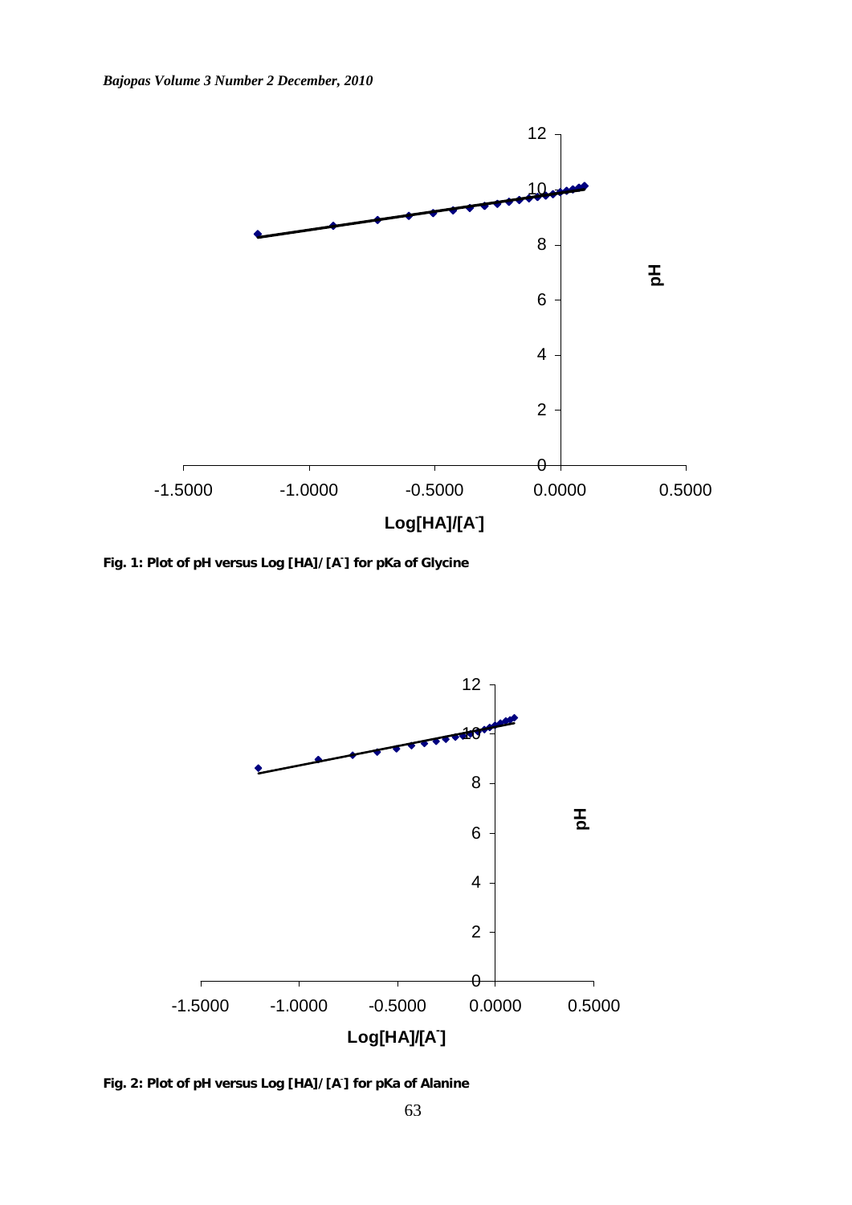Fig. 1: Plot of pH versus Log [HA]/[A$^-$] for pKa of Glycine

Fig. 2: Plot of pH versus Log [HA]/[A$^-$] for pKa of Alanine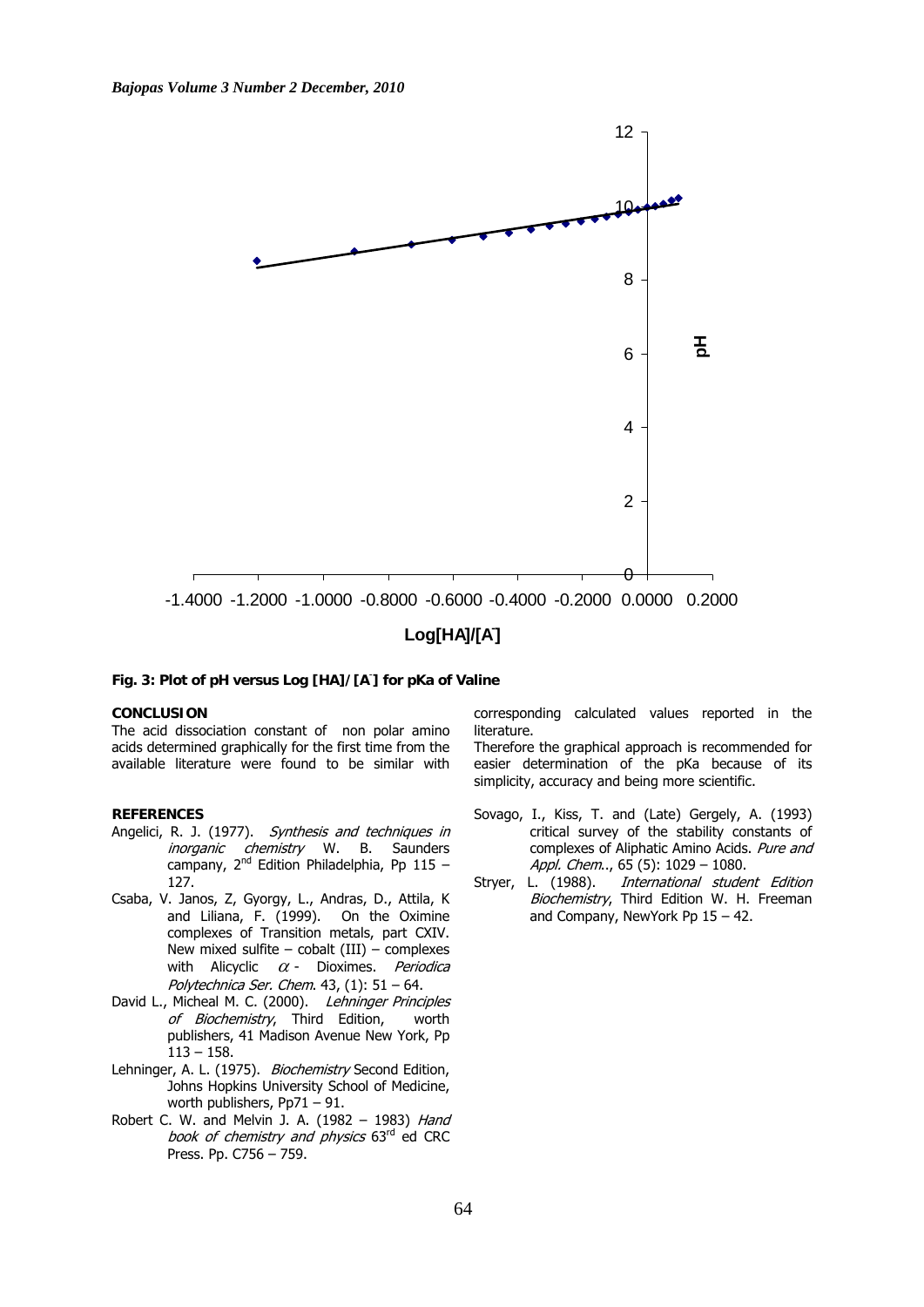12

10

8

6

4

2

0

-1.4000 -1.2000 -1.0000 -0.8000 -0.6000 -0.4000 -0.2000 0.0000 0.2000

pH

Log[HA]/[A$^-$]

**Fig. 3: Plot of pH versus Log [HA]/[A$^-$] for pKa of Valine**

**CONCLUSION**

The acid dissociation constant of non polar amino acids determined graphically for the first time from the available literature were found to be similar with corresponding calculated values reported in the literature.

Therefore the graphical approach is recommended for easier determination of the pKa because of its simplicity, accuracy and being more scientific.

**REFERENCES**

Angelici, R. J. (1977). *Synthesis and techniques in inorganic chemistry* W. B. Saunders campany, 2nd Edition Philadelphia, Pp 115 – 127.

Csaba, V. Janos, Z, Gyorgy, L., Andras, D., Attila, K and Liliana, F. (1999). On the Oximine complexes of Transition metals, part CXIV. New mixed sulfite – cobalt (III) – complexes with Alicyclic $\alpha$ - Dioximes. *Periodica Polytechnica Ser. Chem*. 43, (1): 51 – 64.

David L., Micheal M. C. (2000). *Lehninger Principles of Biochemistry*, Third Edition, worth publishers, 41 Madison Avenue New York, Pp 113 – 158.

Lehninger, A. L. (1975). *Biochemistry* Second Edition, Johns Hopkins University School of Medicine, worth publishers, Pp71 – 91.

Robert C. W. and Melvin J. A. (1982 – 1983) *Hand book of chemistry and physics* 63rd ed CRC Press. Pp. C756 – 759.

Sovago, I., Kiss, T. and (Late) Gergely, A. (1993) critical survey of the stability constants of complexes of Aliphatic Amino Acids. *Pure and Appl. Chem*.., 65 (5): 1029 – 1080.

Stryer, L. (1988). *International student Edition Biochemistry*, Third Edition W. H. Freeman and Company, NewYork Pp 15 – 42.